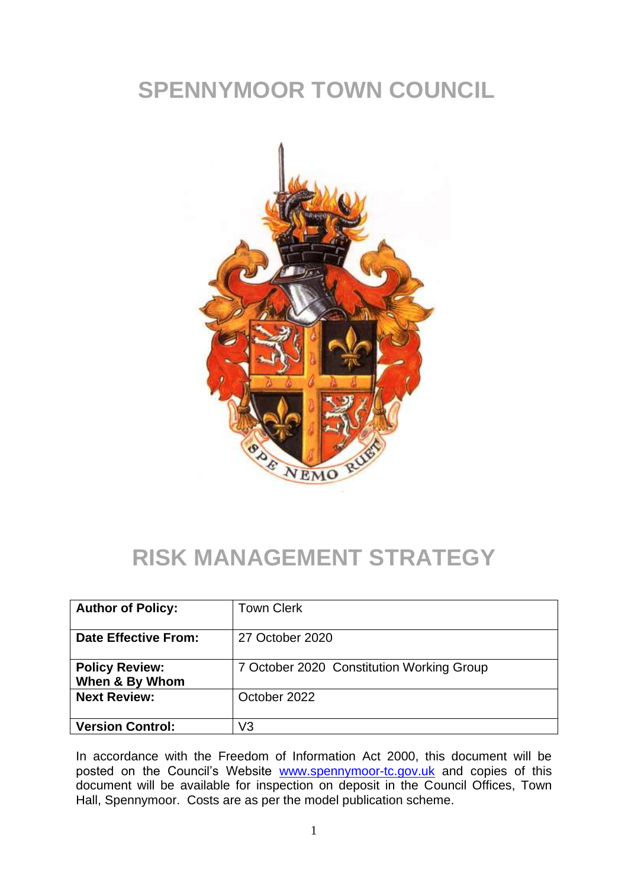# SPENNYMOOR TOWN COUNCIL

# RISK MANAGEMENT STRATEGY

| **Author of Policy:** | Town Clerk |
|---|---|
| **Date Effective From:** | 27 October 2020 |
| **Policy Review: When & By Whom** | 7 October 2020 Constitution Working Group |
| **Next Review:** | October 2022 |
| **Version Control:** | V3 |

In accordance with the Freedom of Information Act 2000, this document will be posted on the Council's Website www.spennymoor-tc.gov.uk and copies of this document will be available for inspection on deposit in the Council Offices, Town Hall, Spennymoor. Costs are as per the model publication scheme.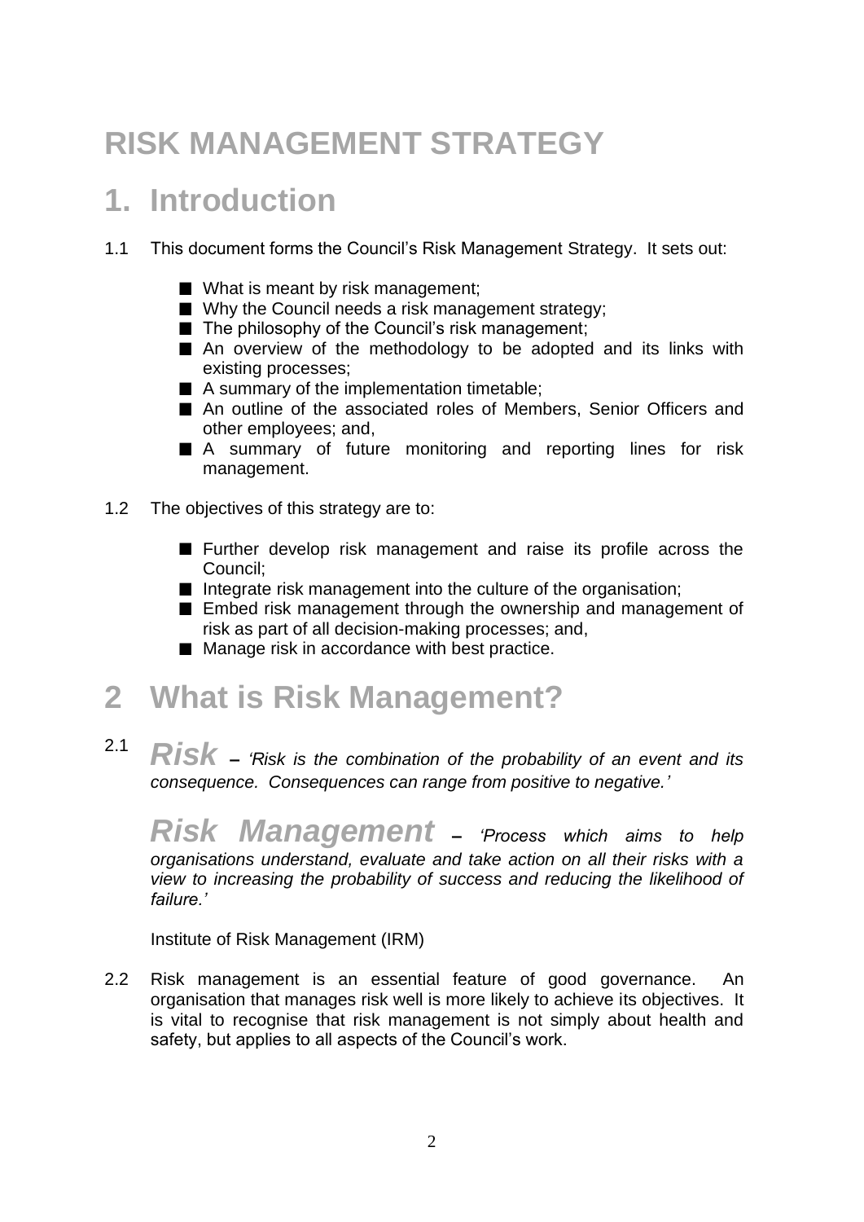# RISK MANAGEMENT STRATEGY

## 1. Introduction

1.1 This document forms the Council's Risk Management Strategy. It sets out:

- What is meant by risk management;
- Why the Council needs a risk management strategy;
- The philosophy of the Council's risk management;
- An overview of the methodology to be adopted and its links with existing processes;
- A summary of the implementation timetable;
- An outline of the associated roles of Members, Senior Officers and other employees; and,
- A summary of future monitoring and reporting lines for risk management.

1.2 The objectives of this strategy are to:

- Further develop risk management and raise its profile across the Council;
- Integrate risk management into the culture of the organisation;
- Embed risk management through the ownership and management of risk as part of all decision-making processes; and,
- Manage risk in accordance with best practice.

## 2 What is Risk Management?

2.1 ***Risk*** **–** *'Risk is the combination of the probability of an event and its consequence. Consequences can range from positive to negative.'*

***Risk Management*** **–** *'Process which aims to help organisations understand, evaluate and take action on all their risks with a view to increasing the probability of success and reducing the likelihood of failure.'*

Institute of Risk Management (IRM)

2.2 Risk management is an essential feature of good governance. An organisation that manages risk well is more likely to achieve its objectives. It is vital to recognise that risk management is not simply about health and safety, but applies to all aspects of the Council's work.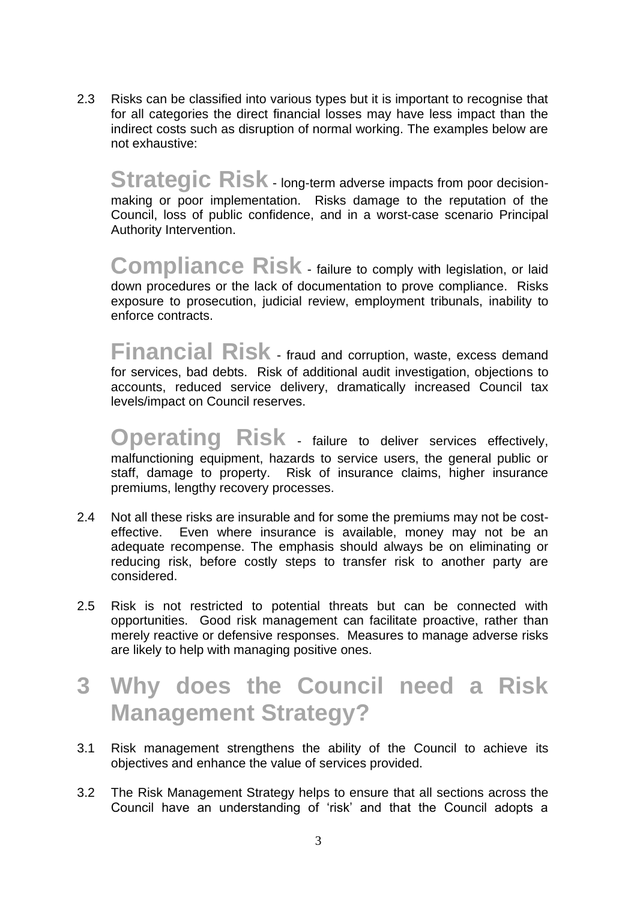2.3 Risks can be classified into various types but it is important to recognise that for all categories the direct financial losses may have less impact than the indirect costs such as disruption of normal working. The examples below are not exhaustive:

**Strategic Risk** - long-term adverse impacts from poor decision-making or poor implementation. Risks damage to the reputation of the Council, loss of public confidence, and in a worst-case scenario Principal Authority Intervention.

**Compliance Risk** - failure to comply with legislation, or laid down procedures or the lack of documentation to prove compliance. Risks exposure to prosecution, judicial review, employment tribunals, inability to enforce contracts.

**Financial Risk** - fraud and corruption, waste, excess demand for services, bad debts. Risk of additional audit investigation, objections to accounts, reduced service delivery, dramatically increased Council tax levels/impact on Council reserves.

**Operating Risk** - failure to deliver services effectively, malfunctioning equipment, hazards to service users, the general public or staff, damage to property. Risk of insurance claims, higher insurance premiums, lengthy recovery processes.

2.4 Not all these risks are insurable and for some the premiums may not be cost-effective. Even where insurance is available, money may not be an adequate recompense. The emphasis should always be on eliminating or reducing risk, before costly steps to transfer risk to another party are considered.

2.5 Risk is not restricted to potential threats but can be connected with opportunities. Good risk management can facilitate proactive, rather than merely reactive or defensive responses. Measures to manage adverse risks are likely to help with managing positive ones.

# 3 Why does the Council need a Risk Management Strategy?

3.1 Risk management strengthens the ability of the Council to achieve its objectives and enhance the value of services provided.

3.2 The Risk Management Strategy helps to ensure that all sections across the Council have an understanding of 'risk' and that the Council adopts a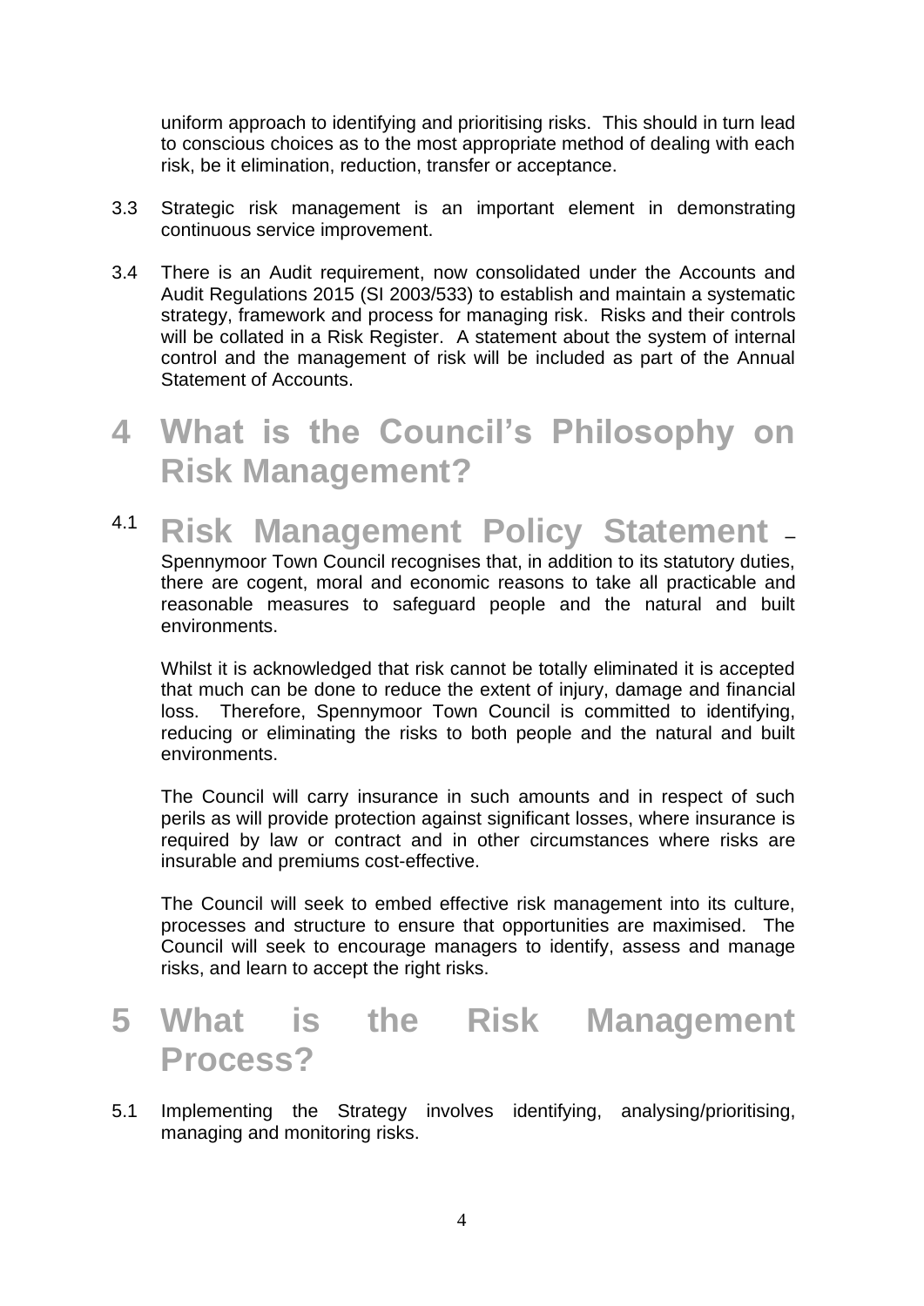uniform approach to identifying and prioritising risks. This should in turn lead to conscious choices as to the most appropriate method of dealing with each risk, be it elimination, reduction, transfer or acceptance.

3.3 Strategic risk management is an important element in demonstrating continuous service improvement.

3.4 There is an Audit requirement, now consolidated under the Accounts and Audit Regulations 2015 (SI 2003/533) to establish and maintain a systematic strategy, framework and process for managing risk. Risks and their controls will be collated in a Risk Register. A statement about the system of internal control and the management of risk will be included as part of the Annual Statement of Accounts.

# 4 What is the Council's Philosophy on Risk Management?

## 4.1 Risk Management Policy Statement –

Spennymoor Town Council recognises that, in addition to its statutory duties, there are cogent, moral and economic reasons to take all practicable and reasonable measures to safeguard people and the natural and built environments.

Whilst it is acknowledged that risk cannot be totally eliminated it is accepted that much can be done to reduce the extent of injury, damage and financial loss. Therefore, Spennymoor Town Council is committed to identifying, reducing or eliminating the risks to both people and the natural and built environments.

The Council will carry insurance in such amounts and in respect of such perils as will provide protection against significant losses, where insurance is required by law or contract and in other circumstances where risks are insurable and premiums cost-effective.

The Council will seek to embed effective risk management into its culture, processes and structure to ensure that opportunities are maximised. The Council will seek to encourage managers to identify, assess and manage risks, and learn to accept the right risks.

# 5 What is the Risk Management Process?

5.1 Implementing the Strategy involves identifying, analysing/prioritising, managing and monitoring risks.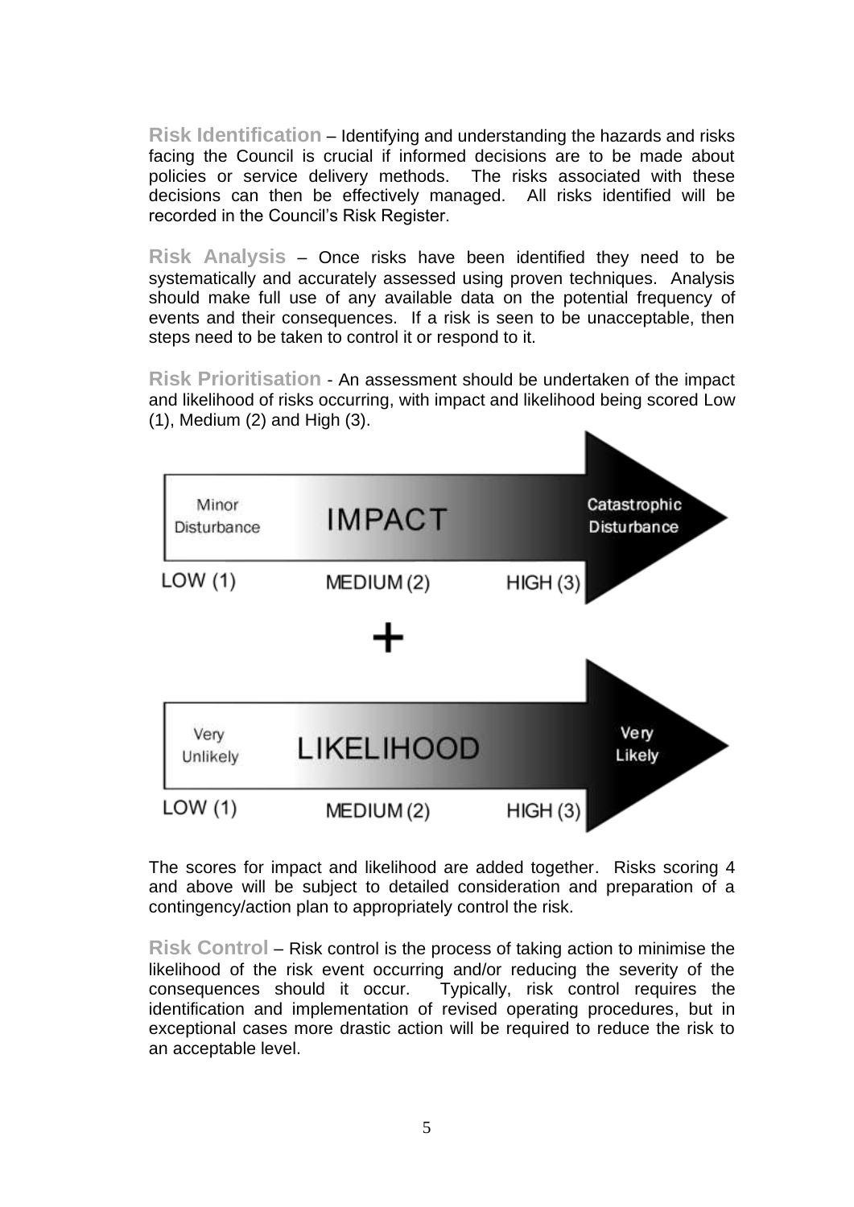**Risk Identification** – Identifying and understanding the hazards and risks facing the Council is crucial if informed decisions are to be made about policies or service delivery methods. The risks associated with these decisions can then be effectively managed. All risks identified will be recorded in the Council's Risk Register.

**Risk Analysis** – Once risks have been identified they need to be systematically and accurately assessed using proven techniques. Analysis should make full use of any available data on the potential frequency of events and their consequences. If a risk is seen to be unacceptable, then steps need to be taken to control it or respond to it.

**Risk Prioritisation** - An assessment should be undertaken of the impact and likelihood of risks occurring, with impact and likelihood being scored Low (1), Medium (2) and High (3).

Minor Disturbance | IMPACT | Catastrophic Disturbance

LOW (1) MEDIUM (2) HIGH (3)

+

Very Unlikely | LIKELIHOOD | Very Likely

LOW (1) MEDIUM (2) HIGH (3)

The scores for impact and likelihood are added together. Risks scoring 4 and above will be subject to detailed consideration and preparation of a contingency/action plan to appropriately control the risk.

**Risk Control** – Risk control is the process of taking action to minimise the likelihood of the risk event occurring and/or reducing the severity of the consequences should it occur. Typically, risk control requires the identification and implementation of revised operating procedures, but in exceptional cases more drastic action will be required to reduce the risk to an acceptable level.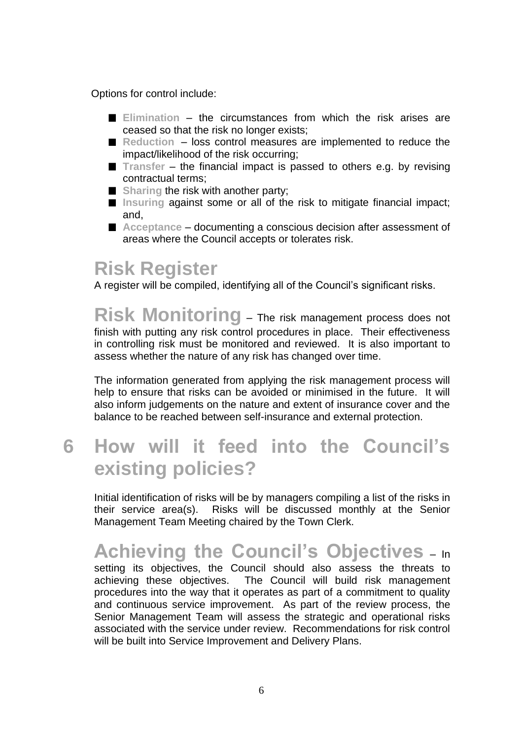Options for control include:

- **Elimination** – the circumstances from which the risk arises are ceased so that the risk no longer exists;
- **Reduction** – loss control measures are implemented to reduce the impact/likelihood of the risk occurring;
- **Transfer** – the financial impact is passed to others e.g. by revising contractual terms;
- **Sharing** the risk with another party;
- **Insuring** against some or all of the risk to mitigate financial impact; and,
- **Acceptance** – documenting a conscious decision after assessment of areas where the Council accepts or tolerates risk.

## Risk Register

A register will be compiled, identifying all of the Council's significant risks.

**Risk Monitoring** – The risk management process does not finish with putting any risk control procedures in place. Their effectiveness in controlling risk must be monitored and reviewed. It is also important to assess whether the nature of any risk has changed over time.

The information generated from applying the risk management process will help to ensure that risks can be avoided or minimised in the future. It will also inform judgements on the nature and extent of insurance cover and the balance to be reached between self-insurance and external protection.

# 6 How will it feed into the Council's existing policies?

Initial identification of risks will be by managers compiling a list of the risks in their service area(s). Risks will be discussed monthly at the Senior Management Team Meeting chaired by the Town Clerk.

**Achieving the Council's Objectives** – In setting its objectives, the Council should also assess the threats to achieving these objectives. The Council will build risk management procedures into the way that it operates as part of a commitment to quality and continuous service improvement. As part of the review process, the Senior Management Team will assess the strategic and operational risks associated with the service under review. Recommendations for risk control will be built into Service Improvement and Delivery Plans.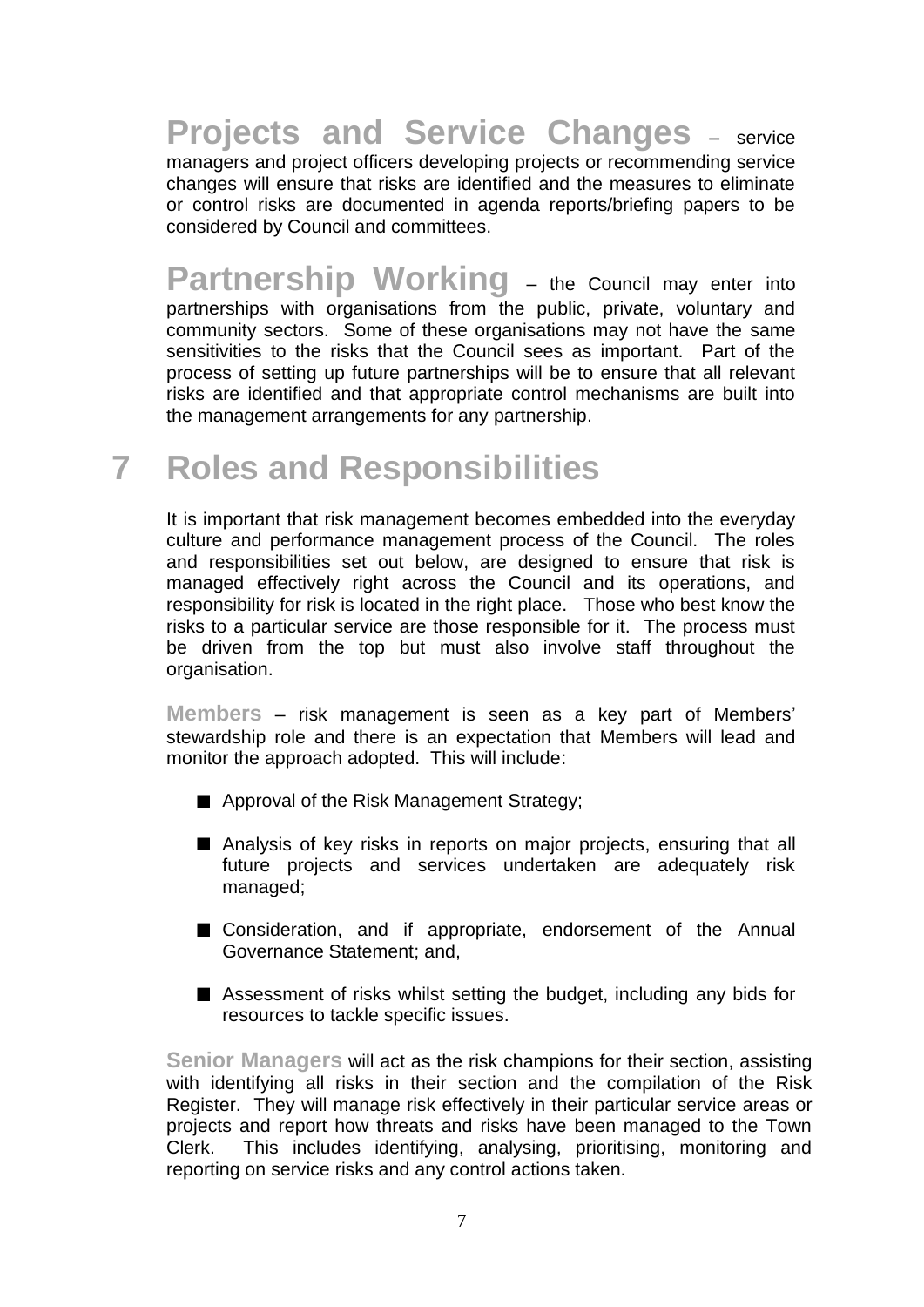**Projects and Service Changes** – service managers and project officers developing projects or recommending service changes will ensure that risks are identified and the measures to eliminate or control risks are documented in agenda reports/briefing papers to be considered by Council and committees.

**Partnership Working** – the Council may enter into partnerships with organisations from the public, private, voluntary and community sectors. Some of these organisations may not have the same sensitivities to the risks that the Council sees as important. Part of the process of setting up future partnerships will be to ensure that all relevant risks are identified and that appropriate control mechanisms are built into the management arrangements for any partnership.

# 7 Roles and Responsibilities

It is important that risk management becomes embedded into the everyday culture and performance management process of the Council. The roles and responsibilities set out below, are designed to ensure that risk is managed effectively right across the Council and its operations, and responsibility for risk is located in the right place. Those who best know the risks to a particular service are those responsible for it. The process must be driven from the top but must also involve staff throughout the organisation.

**Members** – risk management is seen as a key part of Members' stewardship role and there is an expectation that Members will lead and monitor the approach adopted. This will include:

- Approval of the Risk Management Strategy;
- Analysis of key risks in reports on major projects, ensuring that all future projects and services undertaken are adequately risk managed;
- Consideration, and if appropriate, endorsement of the Annual Governance Statement; and,
- Assessment of risks whilst setting the budget, including any bids for resources to tackle specific issues.

**Senior Managers** will act as the risk champions for their section, assisting with identifying all risks in their section and the compilation of the Risk Register. They will manage risk effectively in their particular service areas or projects and report how threats and risks have been managed to the Town Clerk. This includes identifying, analysing, prioritising, monitoring and reporting on service risks and any control actions taken.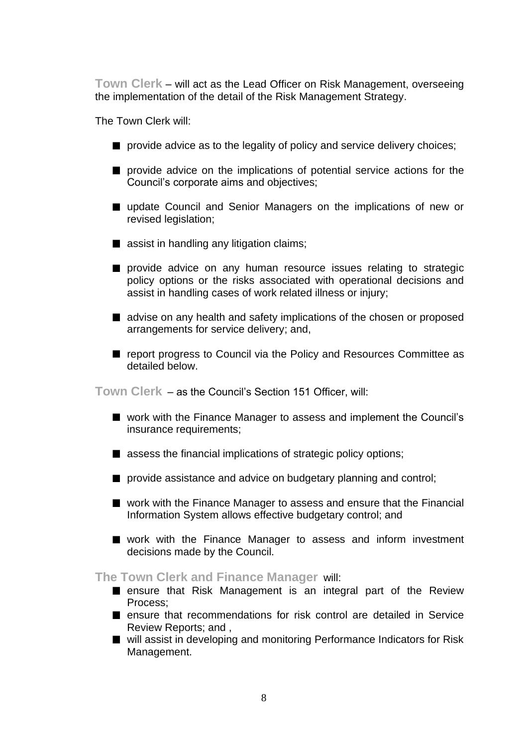**Town Clerk** – will act as the Lead Officer on Risk Management, overseeing the implementation of the detail of the Risk Management Strategy.

The Town Clerk will:

- provide advice as to the legality of policy and service delivery choices;
- provide advice on the implications of potential service actions for the Council's corporate aims and objectives;
- update Council and Senior Managers on the implications of new or revised legislation;
- assist in handling any litigation claims;
- provide advice on any human resource issues relating to strategic policy options or the risks associated with operational decisions and assist in handling cases of work related illness or injury;
- advise on any health and safety implications of the chosen or proposed arrangements for service delivery; and,
- report progress to Council via the Policy and Resources Committee as detailed below.

**Town Clerk** – as the Council's Section 151 Officer, will:

- work with the Finance Manager to assess and implement the Council's insurance requirements;
- assess the financial implications of strategic policy options;
- provide assistance and advice on budgetary planning and control;
- work with the Finance Manager to assess and ensure that the Financial Information System allows effective budgetary control; and
- work with the Finance Manager to assess and inform investment decisions made by the Council.

**The Town Clerk and Finance Manager** will:

- ensure that Risk Management is an integral part of the Review Process;
- ensure that recommendations for risk control are detailed in Service Review Reports; and ,
- will assist in developing and monitoring Performance Indicators for Risk Management.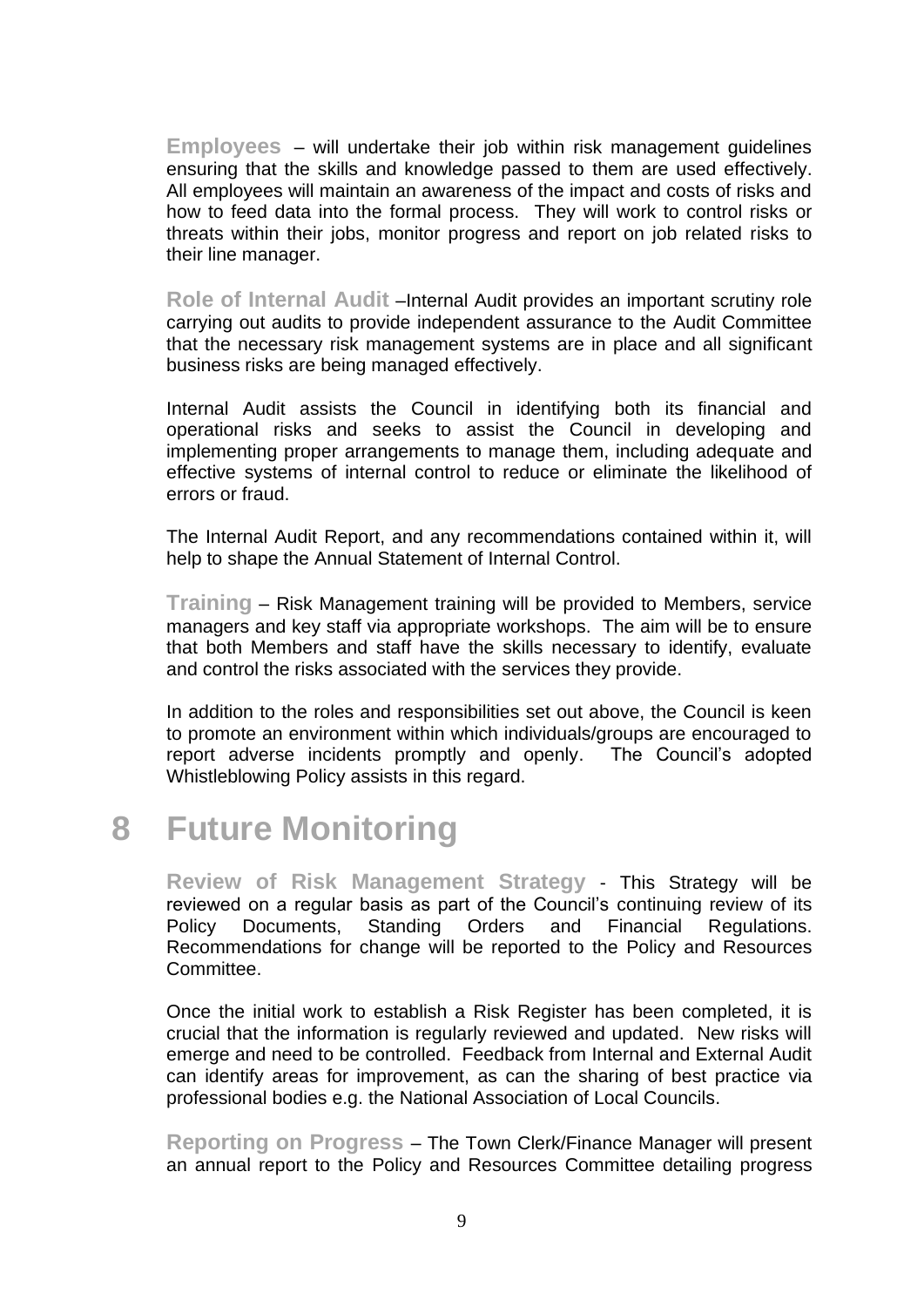**Employees** – will undertake their job within risk management guidelines ensuring that the skills and knowledge passed to them are used effectively. All employees will maintain an awareness of the impact and costs of risks and how to feed data into the formal process. They will work to control risks or threats within their jobs, monitor progress and report on job related risks to their line manager.

**Role of Internal Audit** –Internal Audit provides an important scrutiny role carrying out audits to provide independent assurance to the Audit Committee that the necessary risk management systems are in place and all significant business risks are being managed effectively.

Internal Audit assists the Council in identifying both its financial and operational risks and seeks to assist the Council in developing and implementing proper arrangements to manage them, including adequate and effective systems of internal control to reduce or eliminate the likelihood of errors or fraud.

The Internal Audit Report, and any recommendations contained within it, will help to shape the Annual Statement of Internal Control.

**Training** – Risk Management training will be provided to Members, service managers and key staff via appropriate workshops. The aim will be to ensure that both Members and staff have the skills necessary to identify, evaluate and control the risks associated with the services they provide.

In addition to the roles and responsibilities set out above, the Council is keen to promote an environment within which individuals/groups are encouraged to report adverse incidents promptly and openly. The Council's adopted Whistleblowing Policy assists in this regard.

# 8 Future Monitoring

**Review of Risk Management Strategy** - This Strategy will be reviewed on a regular basis as part of the Council's continuing review of its Policy Documents, Standing Orders and Financial Regulations. Recommendations for change will be reported to the Policy and Resources Committee.

Once the initial work to establish a Risk Register has been completed, it is crucial that the information is regularly reviewed and updated. New risks will emerge and need to be controlled. Feedback from Internal and External Audit can identify areas for improvement, as can the sharing of best practice via professional bodies e.g. the National Association of Local Councils.

**Reporting on Progress** – The Town Clerk/Finance Manager will present an annual report to the Policy and Resources Committee detailing progress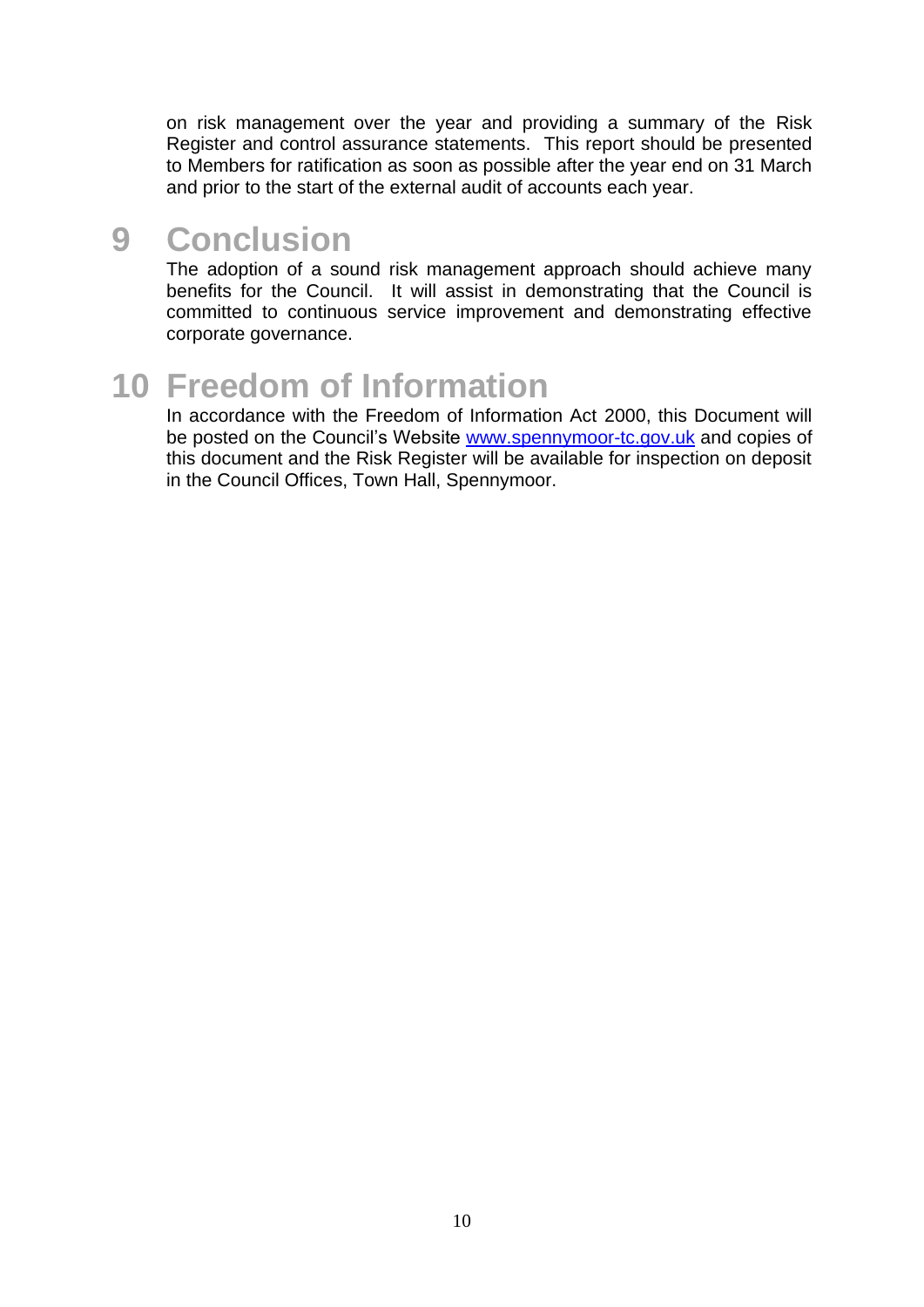on risk management over the year and providing a summary of the Risk Register and control assurance statements. This report should be presented to Members for ratification as soon as possible after the year end on 31 March and prior to the start of the external audit of accounts each year.

# 9 Conclusion

The adoption of a sound risk management approach should achieve many benefits for the Council. It will assist in demonstrating that the Council is committed to continuous service improvement and demonstrating effective corporate governance.

# 10 Freedom of Information

In accordance with the Freedom of Information Act 2000, this Document will be posted on the Council's Website [www.spennymoor-tc.gov.uk](http://www.spennymoor-tc.gov.uk) and copies of this document and the Risk Register will be available for inspection on deposit in the Council Offices, Town Hall, Spennymoor.